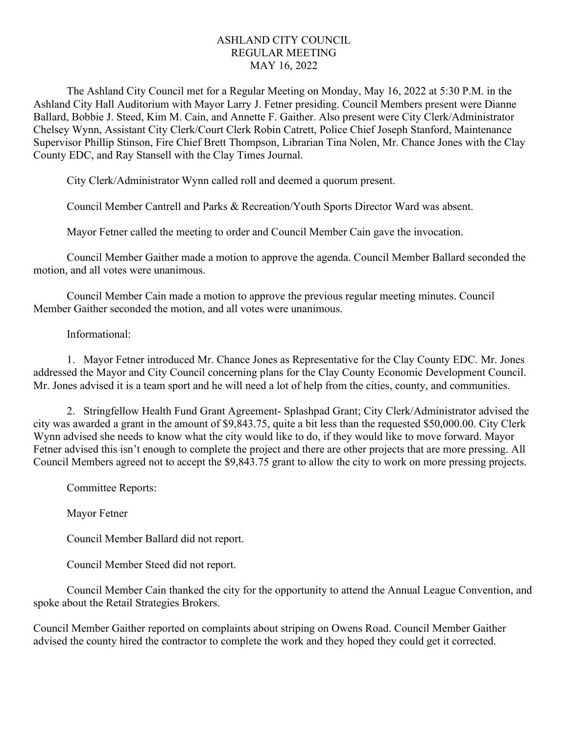# ASHLAND CITY COUNCIL
## REGULAR MEETING
## MAY 16, 2022

The Ashland City Council met for a Regular Meeting on Monday, May 16, 2022 at 5:30 P.M. in the Ashland City Hall Auditorium with Mayor Larry J. Fetner presiding. Council Members present were Dianne Ballard, Bobbie J. Steed, Kim M. Cain, and Annette F. Gaither. Also present were City Clerk/Administrator Chelsey Wynn, Assistant City Clerk/Court Clerk Robin Catrett, Police Chief Joseph Stanford, Maintenance Supervisor Phillip Stinson, Fire Chief Brett Thompson, Librarian Tina Nolen, Mr. Chance Jones with the Clay County EDC, and Ray Stansell with the Clay Times Journal.

City Clerk/Administrator Wynn called roll and deemed a quorum present.

Council Member Cantrell and Parks & Recreation/Youth Sports Director Ward was absent.

Mayor Fetner called the meeting to order and Council Member Cain gave the invocation.

Council Member Gaither made a motion to approve the agenda. Council Member Ballard seconded the motion, and all votes were unanimous.

Council Member Cain made a motion to approve the previous regular meeting minutes. Council Member Gaither seconded the motion, and all votes were unanimous.

Informational:

1. Mayor Fetner introduced Mr. Chance Jones as Representative for the Clay County EDC. Mr. Jones addressed the Mayor and City Council concerning plans for the Clay County Economic Development Council. Mr. Jones advised it is a team sport and he will need a lot of help from the cities, county, and communities.

2. Stringfellow Health Fund Grant Agreement- Splashpad Grant; City Clerk/Administrator advised the city was awarded a grant in the amount of $9,843.75, quite a bit less than the requested $50,000.00. City Clerk Wynn advised she needs to know what the city would like to do, if they would like to move forward. Mayor Fetner advised this isn't enough to complete the project and there are other projects that are more pressing. All Council Members agreed not to accept the $9,843.75 grant to allow the city to work on more pressing projects.

Committee Reports:

Mayor Fetner

Council Member Ballard did not report.

Council Member Steed did not report.

Council Member Cain thanked the city for the opportunity to attend the Annual League Convention, and spoke about the Retail Strategies Brokers.

Council Member Gaither reported on complaints about striping on Owens Road. Council Member Gaither advised the county hired the contractor to complete the work and they hoped they could get it corrected.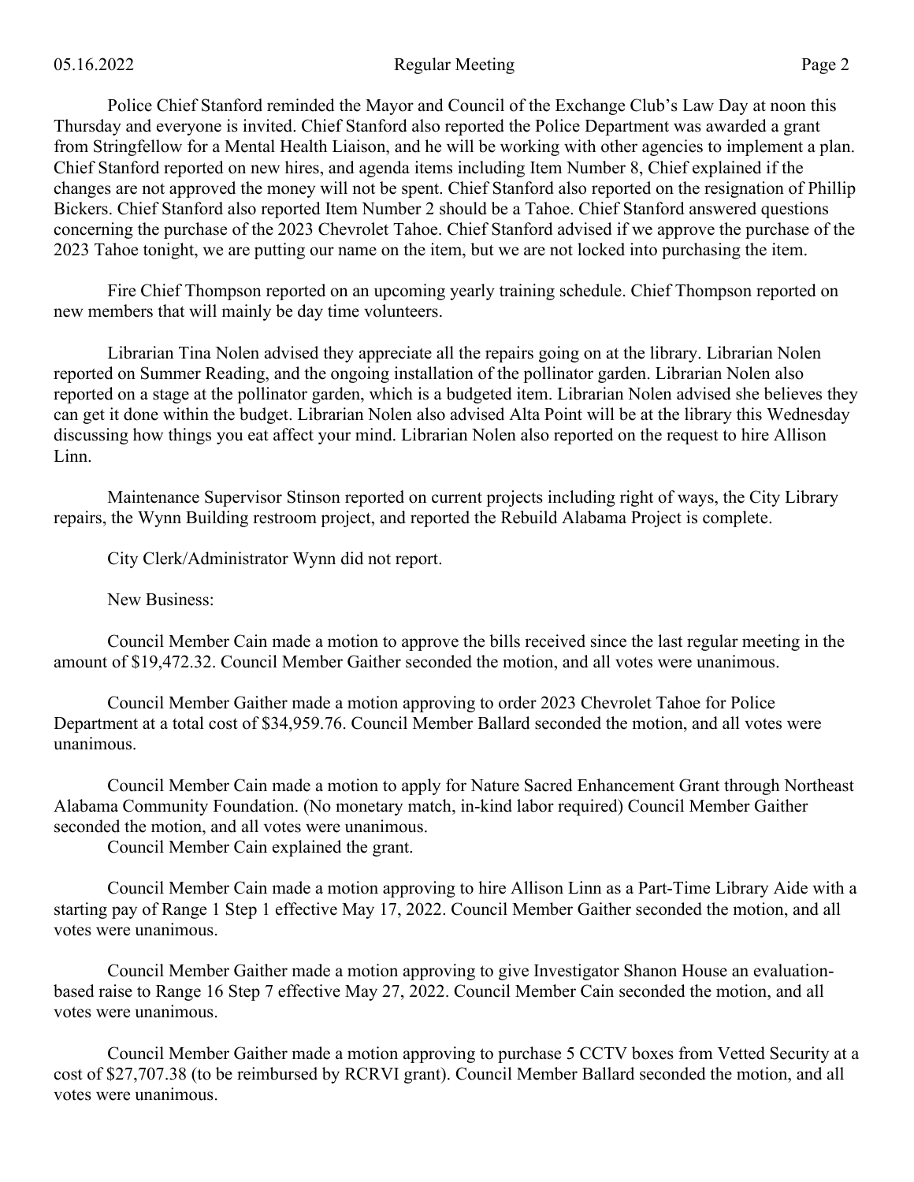Police Chief Stanford reminded the Mayor and Council of the Exchange Club's Law Day at noon this Thursday and everyone is invited. Chief Stanford also reported the Police Department was awarded a grant from Stringfellow for a Mental Health Liaison, and he will be working with other agencies to implement a plan. Chief Stanford reported on new hires, and agenda items including Item Number 8, Chief explained if the changes are not approved the money will not be spent. Chief Stanford also reported on the resignation of Phillip Bickers. Chief Stanford also reported Item Number 2 should be a Tahoe. Chief Stanford answered questions concerning the purchase of the 2023 Chevrolet Tahoe. Chief Stanford advised if we approve the purchase of the 2023 Tahoe tonight, we are putting our name on the item, but we are not locked into purchasing the item.

Fire Chief Thompson reported on an upcoming yearly training schedule. Chief Thompson reported on new members that will mainly be day time volunteers.

Librarian Tina Nolen advised they appreciate all the repairs going on at the library. Librarian Nolen reported on Summer Reading, and the ongoing installation of the pollinator garden. Librarian Nolen also reported on a stage at the pollinator garden, which is a budgeted item. Librarian Nolen advised she believes they can get it done within the budget. Librarian Nolen also advised Alta Point will be at the library this Wednesday discussing how things you eat affect your mind. Librarian Nolen also reported on the request to hire Allison Linn.

Maintenance Supervisor Stinson reported on current projects including right of ways, the City Library repairs, the Wynn Building restroom project, and reported the Rebuild Alabama Project is complete.

City Clerk/Administrator Wynn did not report.

New Business:

Council Member Cain made a motion to approve the bills received since the last regular meeting in the amount of $19,472.32. Council Member Gaither seconded the motion, and all votes were unanimous.

Council Member Gaither made a motion approving to order 2023 Chevrolet Tahoe for Police Department at a total cost of $34,959.76. Council Member Ballard seconded the motion, and all votes were unanimous.

Council Member Cain made a motion to apply for Nature Sacred Enhancement Grant through Northeast Alabama Community Foundation. (No monetary match, in-kind labor required) Council Member Gaither seconded the motion, and all votes were unanimous.
Council Member Cain explained the grant.

Council Member Cain made a motion approving to hire Allison Linn as a Part-Time Library Aide with a starting pay of Range 1 Step 1 effective May 17, 2022. Council Member Gaither seconded the motion, and all votes were unanimous.

Council Member Gaither made a motion approving to give Investigator Shanon House an evaluation-based raise to Range 16 Step 7 effective May 27, 2022. Council Member Cain seconded the motion, and all votes were unanimous.

Council Member Gaither made a motion approving to purchase 5 CCTV boxes from Vetted Security at a cost of $27,707.38 (to be reimbursed by RCRVI grant). Council Member Ballard seconded the motion, and all votes were unanimous.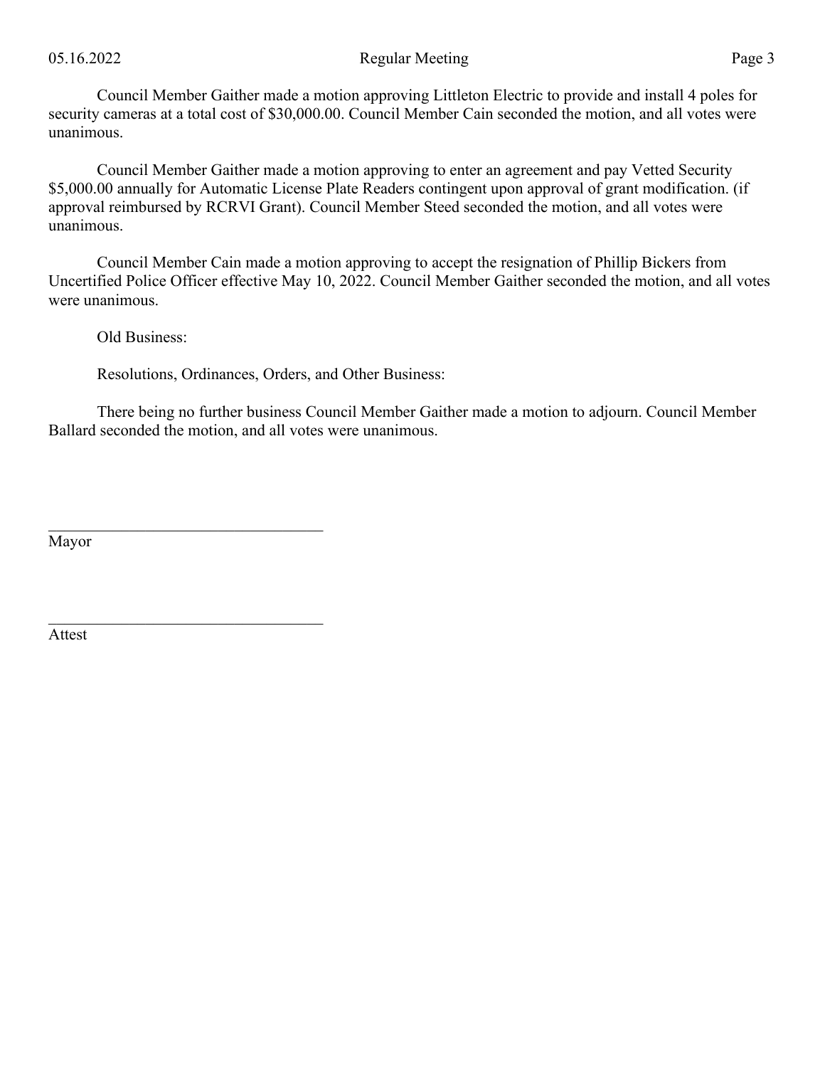Council Member Gaither made a motion approving Littleton Electric to provide and install 4 poles for security cameras at a total cost of $30,000.00. Council Member Cain seconded the motion, and all votes were unanimous.

Council Member Gaither made a motion approving to enter an agreement and pay Vetted Security $5,000.00 annually for Automatic License Plate Readers contingent upon approval of grant modification. (if approval reimbursed by RCRVI Grant). Council Member Steed seconded the motion, and all votes were unanimous.

Council Member Cain made a motion approving to accept the resignation of Phillip Bickers from Uncertified Police Officer effective May 10, 2022. Council Member Gaither seconded the motion, and all votes were unanimous.

Old Business:

Resolutions, Ordinances, Orders, and Other Business:

There being no further business Council Member Gaither made a motion to adjourn. Council Member Ballard seconded the motion, and all votes were unanimous.

\_\_\_\_\_\_\_\_\_\_\_\_\_\_\_\_\_\_\_\_\_\_\_\_\_\_\_\_\_\_\_\_\_\_

Mayor

\_\_\_\_\_\_\_\_\_\_\_\_\_\_\_\_\_\_\_\_\_\_\_\_\_\_\_\_\_\_\_\_\_\_

Attest